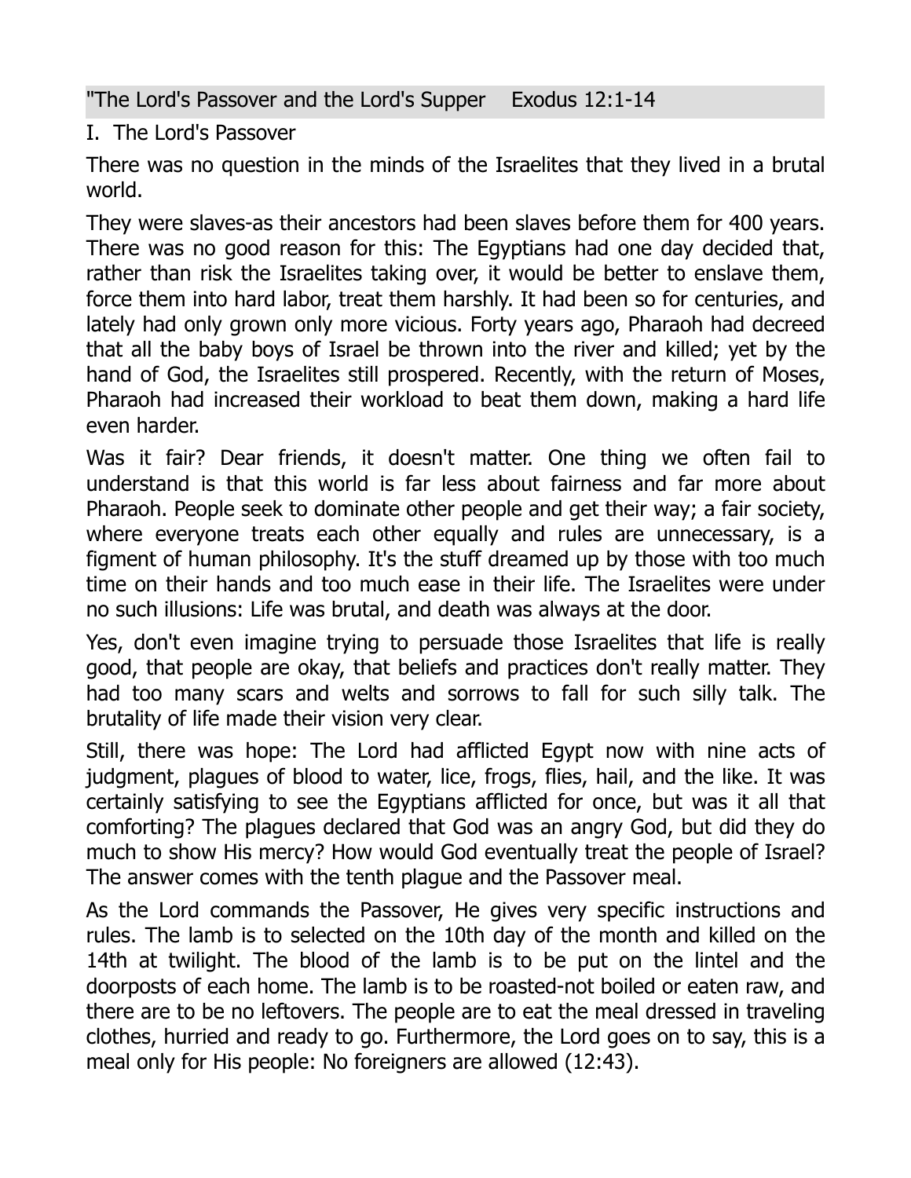"The Lord's Passover and the Lord's Supper    Exodus 12:1-14

I. The Lord's Passover

There was no question in the minds of the Israelites that they lived in a brutal world.

They were slaves-as their ancestors had been slaves before them for 400 years. There was no good reason for this: The Egyptians had one day decided that, rather than risk the Israelites taking over, it would be better to enslave them, force them into hard labor, treat them harshly. It had been so for centuries, and lately had only grown only more vicious. Forty years ago, Pharaoh had decreed that all the baby boys of Israel be thrown into the river and killed; yet by the hand of God, the Israelites still prospered. Recently, with the return of Moses, Pharaoh had increased their workload to beat them down, making a hard life even harder.

Was it fair? Dear friends, it doesn't matter. One thing we often fail to understand is that this world is far less about fairness and far more about Pharaoh. People seek to dominate other people and get their way; a fair society, where everyone treats each other equally and rules are unnecessary, is a figment of human philosophy. It's the stuff dreamed up by those with too much time on their hands and too much ease in their life. The Israelites were under no such illusions: Life was brutal, and death was always at the door.

Yes, don't even imagine trying to persuade those Israelites that life is really good, that people are okay, that beliefs and practices don't really matter. They had too many scars and welts and sorrows to fall for such silly talk. The brutality of life made their vision very clear.

Still, there was hope: The Lord had afflicted Egypt now with nine acts of judgment, plagues of blood to water, lice, frogs, flies, hail, and the like. It was certainly satisfying to see the Egyptians afflicted for once, but was it all that comforting? The plagues declared that God was an angry God, but did they do much to show His mercy? How would God eventually treat the people of Israel? The answer comes with the tenth plague and the Passover meal.

As the Lord commands the Passover, He gives very specific instructions and rules. The lamb is to selected on the 10th day of the month and killed on the 14th at twilight. The blood of the lamb is to be put on the lintel and the doorposts of each home. The lamb is to be roasted-not boiled or eaten raw, and there are to be no leftovers. The people are to eat the meal dressed in traveling clothes, hurried and ready to go. Furthermore, the Lord goes on to say, this is a meal only for His people: No foreigners are allowed (12:43).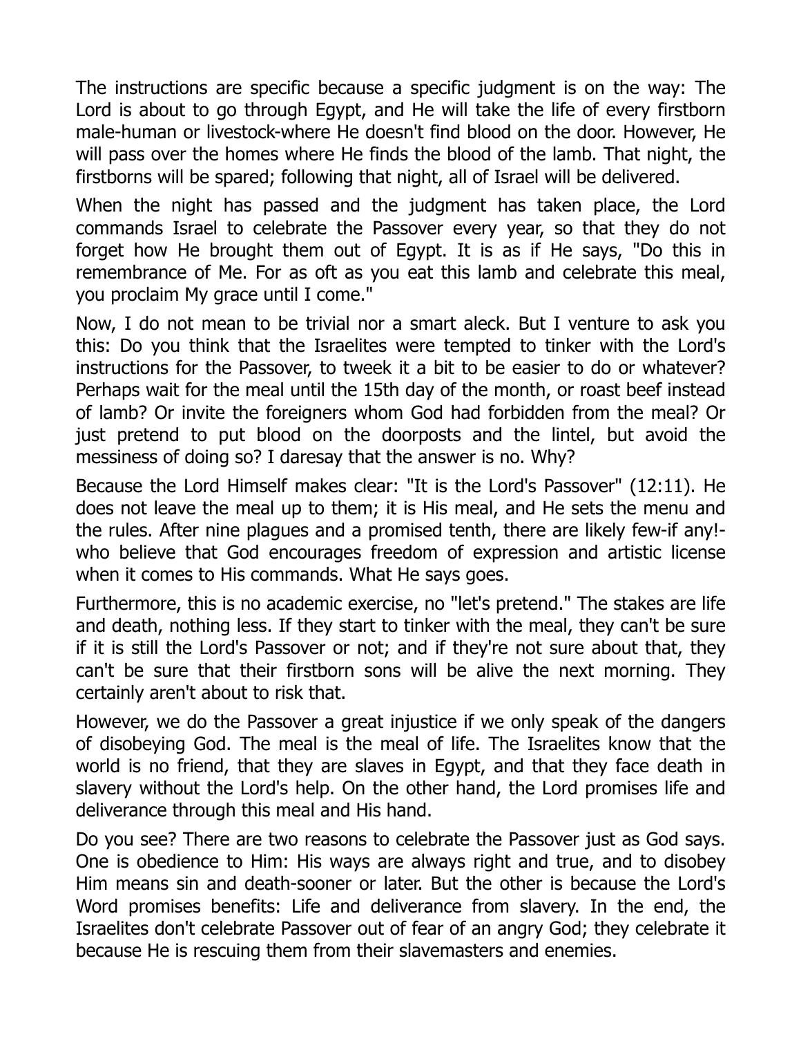The instructions are specific because a specific judgment is on the way: The Lord is about to go through Egypt, and He will take the life of every firstborn male-human or livestock-where He doesn't find blood on the door. However, He will pass over the homes where He finds the blood of the lamb. That night, the firstborns will be spared; following that night, all of Israel will be delivered.

When the night has passed and the judgment has taken place, the Lord commands Israel to celebrate the Passover every year, so that they do not forget how He brought them out of Egypt. It is as if He says, "Do this in remembrance of Me. For as oft as you eat this lamb and celebrate this meal, you proclaim My grace until I come."

Now, I do not mean to be trivial nor a smart aleck. But I venture to ask you this: Do you think that the Israelites were tempted to tinker with the Lord's instructions for the Passover, to tweek it a bit to be easier to do or whatever? Perhaps wait for the meal until the 15th day of the month, or roast beef instead of lamb? Or invite the foreigners whom God had forbidden from the meal? Or just pretend to put blood on the doorposts and the lintel, but avoid the messiness of doing so? I daresay that the answer is no. Why?

Because the Lord Himself makes clear: "It is the Lord's Passover" (12:11). He does not leave the meal up to them; it is His meal, and He sets the menu and the rules. After nine plagues and a promised tenth, there are likely few-if any!-who believe that God encourages freedom of expression and artistic license when it comes to His commands. What He says goes.

Furthermore, this is no academic exercise, no "let's pretend." The stakes are life and death, nothing less. If they start to tinker with the meal, they can't be sure if it is still the Lord's Passover or not; and if they're not sure about that, they can't be sure that their firstborn sons will be alive the next morning. They certainly aren't about to risk that.

However, we do the Passover a great injustice if we only speak of the dangers of disobeying God. The meal is the meal of life. The Israelites know that the world is no friend, that they are slaves in Egypt, and that they face death in slavery without the Lord's help. On the other hand, the Lord promises life and deliverance through this meal and His hand.

Do you see? There are two reasons to celebrate the Passover just as God says. One is obedience to Him: His ways are always right and true, and to disobey Him means sin and death-sooner or later. But the other is because the Lord's Word promises benefits: Life and deliverance from slavery. In the end, the Israelites don't celebrate Passover out of fear of an angry God; they celebrate it because He is rescuing them from their slavemasters and enemies.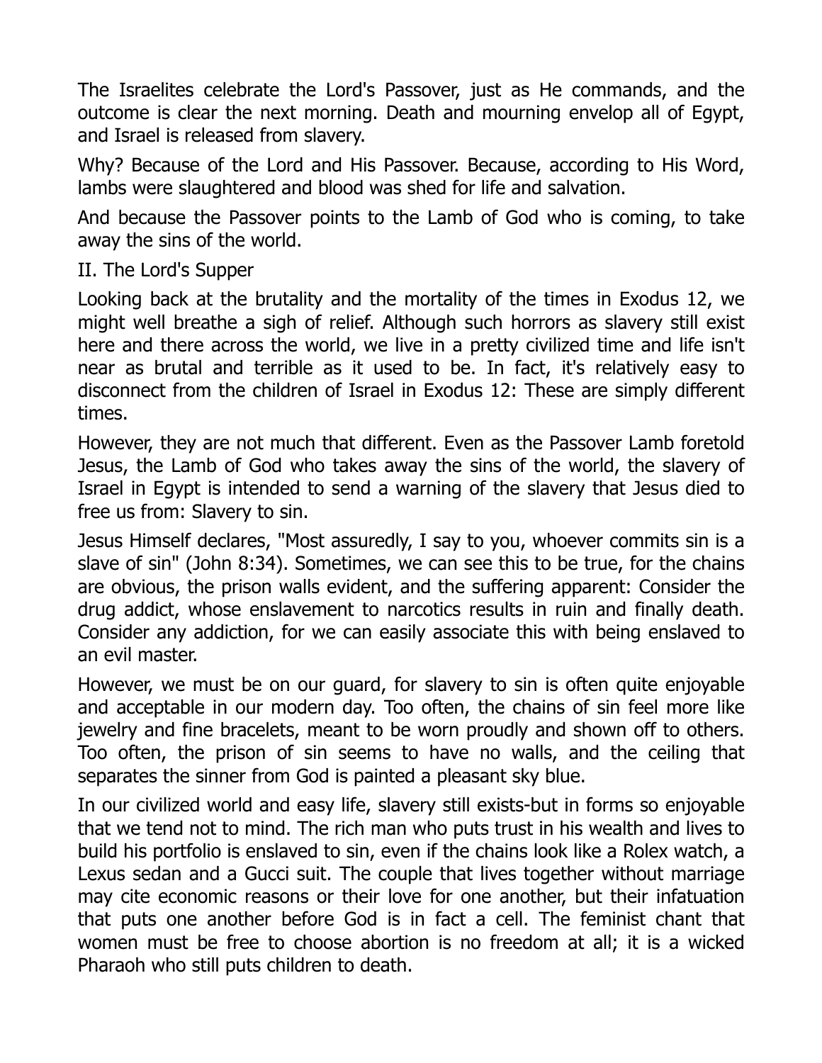The Israelites celebrate the Lord's Passover, just as He commands, and the outcome is clear the next morning. Death and mourning envelop all of Egypt, and Israel is released from slavery.

Why? Because of the Lord and His Passover. Because, according to His Word, lambs were slaughtered and blood was shed for life and salvation.

And because the Passover points to the Lamb of God who is coming, to take away the sins of the world.

## II. The Lord's Supper

Looking back at the brutality and the mortality of the times in Exodus 12, we might well breathe a sigh of relief. Although such horrors as slavery still exist here and there across the world, we live in a pretty civilized time and life isn't near as brutal and terrible as it used to be. In fact, it's relatively easy to disconnect from the children of Israel in Exodus 12: These are simply different times.

However, they are not much that different. Even as the Passover Lamb foretold Jesus, the Lamb of God who takes away the sins of the world, the slavery of Israel in Egypt is intended to send a warning of the slavery that Jesus died to free us from: Slavery to sin.

Jesus Himself declares, "Most assuredly, I say to you, whoever commits sin is a slave of sin" (John 8:34). Sometimes, we can see this to be true, for the chains are obvious, the prison walls evident, and the suffering apparent: Consider the drug addict, whose enslavement to narcotics results in ruin and finally death. Consider any addiction, for we can easily associate this with being enslaved to an evil master.

However, we must be on our guard, for slavery to sin is often quite enjoyable and acceptable in our modern day. Too often, the chains of sin feel more like jewelry and fine bracelets, meant to be worn proudly and shown off to others. Too often, the prison of sin seems to have no walls, and the ceiling that separates the sinner from God is painted a pleasant sky blue.

In our civilized world and easy life, slavery still exists-but in forms so enjoyable that we tend not to mind. The rich man who puts trust in his wealth and lives to build his portfolio is enslaved to sin, even if the chains look like a Rolex watch, a Lexus sedan and a Gucci suit. The couple that lives together without marriage may cite economic reasons or their love for one another, but their infatuation that puts one another before God is in fact a cell. The feminist chant that women must be free to choose abortion is no freedom at all; it is a wicked Pharaoh who still puts children to death.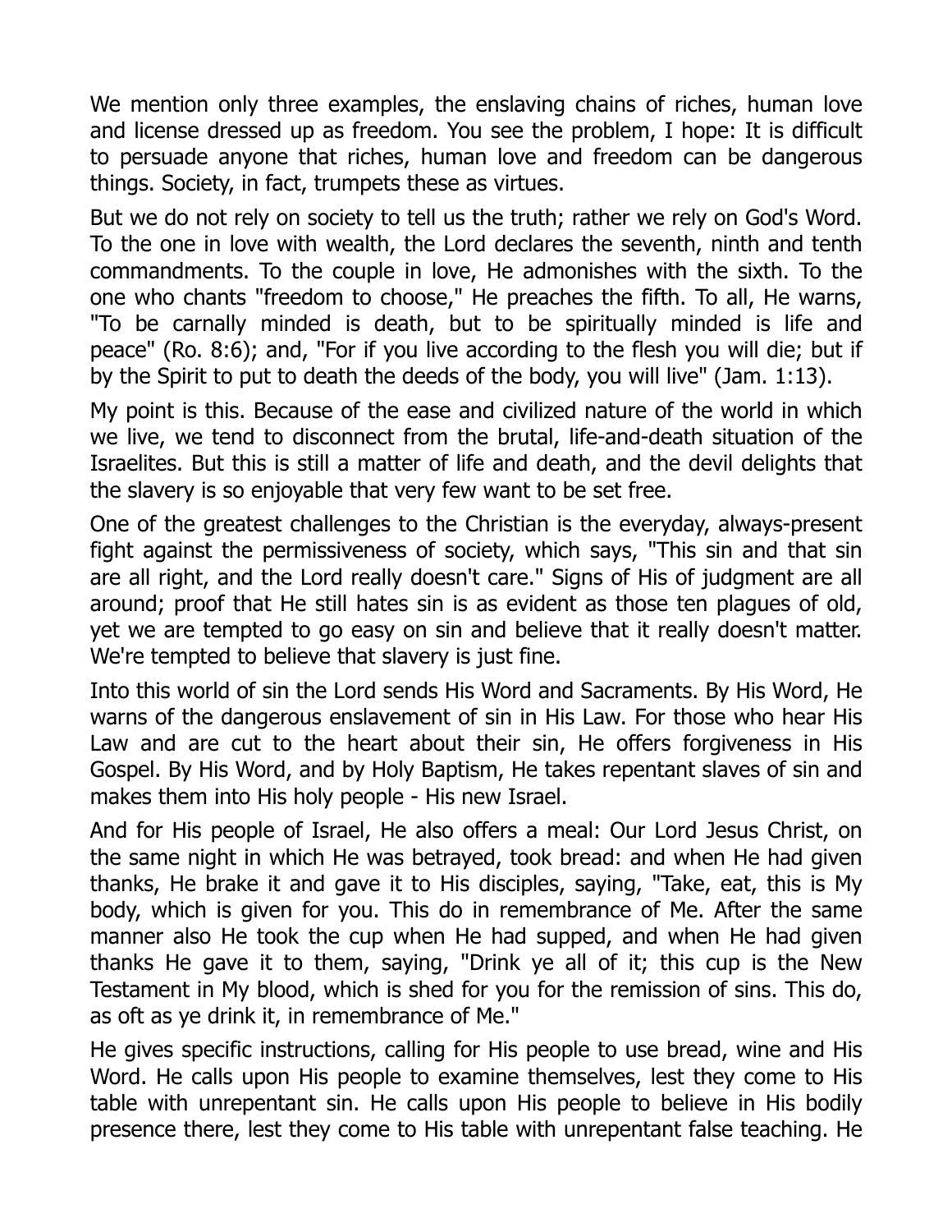We mention only three examples, the enslaving chains of riches, human love and license dressed up as freedom. You see the problem, I hope: It is difficult to persuade anyone that riches, human love and freedom can be dangerous things. Society, in fact, trumpets these as virtues.

But we do not rely on society to tell us the truth; rather we rely on God's Word. To the one in love with wealth, the Lord declares the seventh, ninth and tenth commandments. To the couple in love, He admonishes with the sixth. To the one who chants "freedom to choose," He preaches the fifth. To all, He warns, "To be carnally minded is death, but to be spiritually minded is life and peace" (Ro. 8:6); and, "For if you live according to the flesh you will die; but if by the Spirit to put to death the deeds of the body, you will live" (Jam. 1:13).

My point is this. Because of the ease and civilized nature of the world in which we live, we tend to disconnect from the brutal, life-and-death situation of the Israelites. But this is still a matter of life and death, and the devil delights that the slavery is so enjoyable that very few want to be set free.

One of the greatest challenges to the Christian is the everyday, always-present fight against the permissiveness of society, which says, "This sin and that sin are all right, and the Lord really doesn't care." Signs of His of judgment are all around; proof that He still hates sin is as evident as those ten plagues of old, yet we are tempted to go easy on sin and believe that it really doesn't matter. We're tempted to believe that slavery is just fine.

Into this world of sin the Lord sends His Word and Sacraments. By His Word, He warns of the dangerous enslavement of sin in His Law. For those who hear His Law and are cut to the heart about their sin, He offers forgiveness in His Gospel. By His Word, and by Holy Baptism, He takes repentant slaves of sin and makes them into His holy people - His new Israel.

And for His people of Israel, He also offers a meal: Our Lord Jesus Christ, on the same night in which He was betrayed, took bread: and when He had given thanks, He brake it and gave it to His disciples, saying, "Take, eat, this is My body, which is given for you. This do in remembrance of Me. After the same manner also He took the cup when He had supped, and when He had given thanks He gave it to them, saying, "Drink ye all of it; this cup is the New Testament in My blood, which is shed for you for the remission of sins. This do, as oft as ye drink it, in remembrance of Me."

He gives specific instructions, calling for His people to use bread, wine and His Word. He calls upon His people to examine themselves, lest they come to His table with unrepentant sin. He calls upon His people to believe in His bodily presence there, lest they come to His table with unrepentant false teaching. He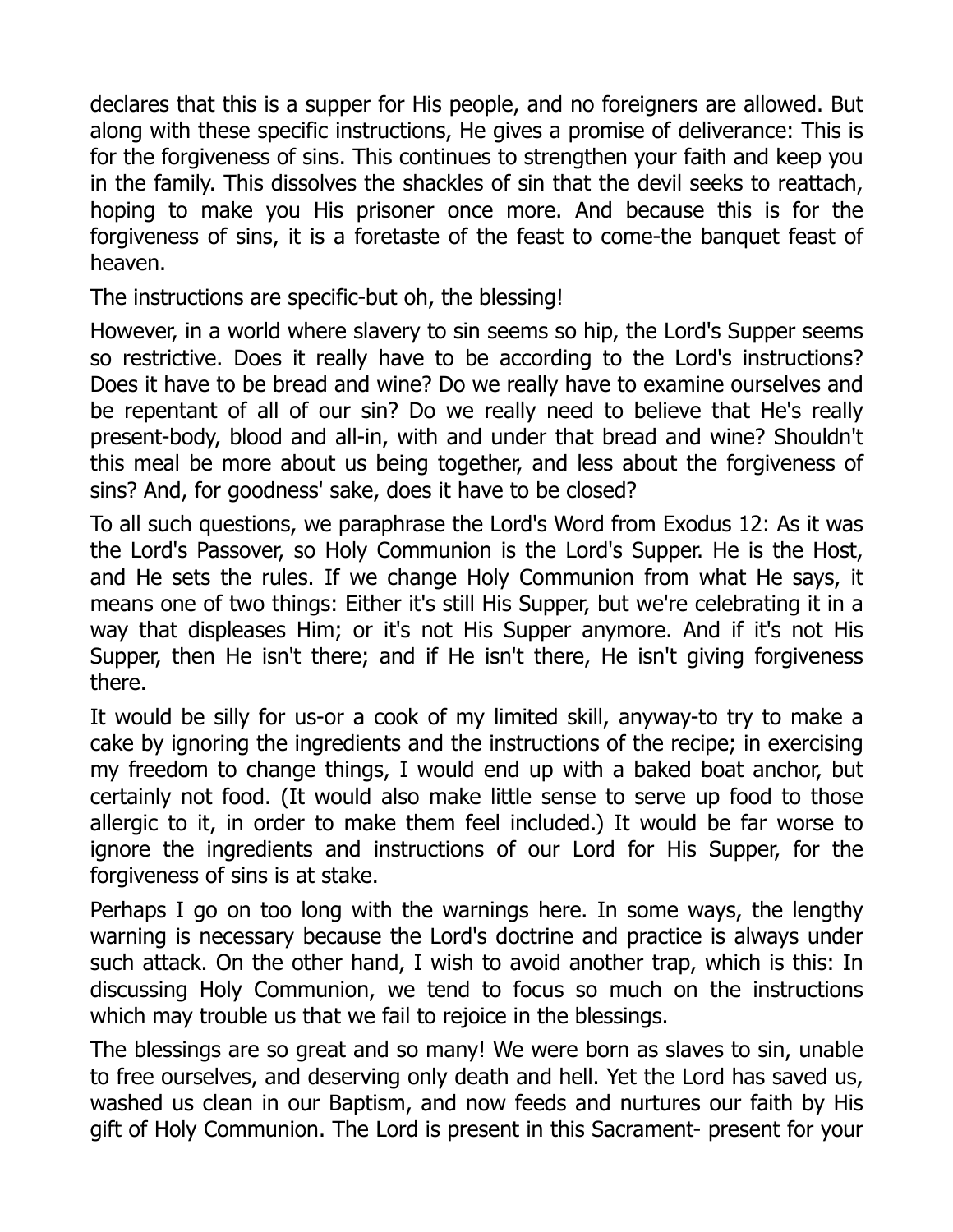declares that this is a supper for His people, and no foreigners are allowed. But along with these specific instructions, He gives a promise of deliverance: This is for the forgiveness of sins. This continues to strengthen your faith and keep you in the family. This dissolves the shackles of sin that the devil seeks to reattach, hoping to make you His prisoner once more. And because this is for the forgiveness of sins, it is a foretaste of the feast to come-the banquet feast of heaven.

The instructions are specific-but oh, the blessing!

However, in a world where slavery to sin seems so hip, the Lord's Supper seems so restrictive. Does it really have to be according to the Lord's instructions? Does it have to be bread and wine? Do we really have to examine ourselves and be repentant of all of our sin? Do we really need to believe that He's really present-body, blood and all-in, with and under that bread and wine? Shouldn't this meal be more about us being together, and less about the forgiveness of sins? And, for goodness' sake, does it have to be closed?

To all such questions, we paraphrase the Lord's Word from Exodus 12: As it was the Lord's Passover, so Holy Communion is the Lord's Supper. He is the Host, and He sets the rules. If we change Holy Communion from what He says, it means one of two things: Either it's still His Supper, but we're celebrating it in a way that displeases Him; or it's not His Supper anymore. And if it's not His Supper, then He isn't there; and if He isn't there, He isn't giving forgiveness there.

It would be silly for us-or a cook of my limited skill, anyway-to try to make a cake by ignoring the ingredients and the instructions of the recipe; in exercising my freedom to change things, I would end up with a baked boat anchor, but certainly not food. (It would also make little sense to serve up food to those allergic to it, in order to make them feel included.) It would be far worse to ignore the ingredients and instructions of our Lord for His Supper, for the forgiveness of sins is at stake.

Perhaps I go on too long with the warnings here. In some ways, the lengthy warning is necessary because the Lord's doctrine and practice is always under such attack. On the other hand, I wish to avoid another trap, which is this: In discussing Holy Communion, we tend to focus so much on the instructions which may trouble us that we fail to rejoice in the blessings.

The blessings are so great and so many! We were born as slaves to sin, unable to free ourselves, and deserving only death and hell. Yet the Lord has saved us, washed us clean in our Baptism, and now feeds and nurtures our faith by His gift of Holy Communion. The Lord is present in this Sacrament- present for your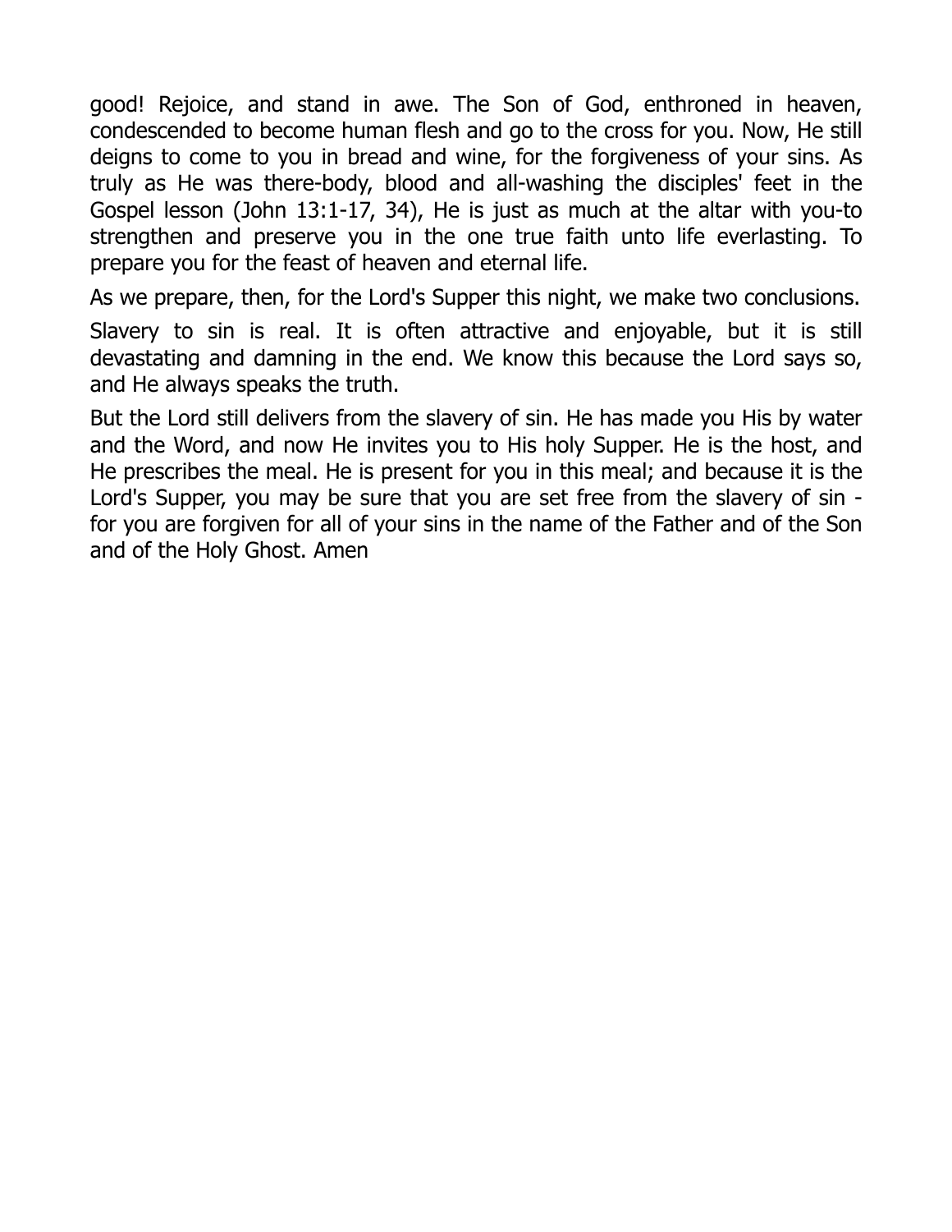good! Rejoice, and stand in awe. The Son of God, enthroned in heaven, condescended to become human flesh and go to the cross for you. Now, He still deigns to come to you in bread and wine, for the forgiveness of your sins. As truly as He was there-body, blood and all-washing the disciples' feet in the Gospel lesson (John 13:1-17, 34), He is just as much at the altar with you-to strengthen and preserve you in the one true faith unto life everlasting. To prepare you for the feast of heaven and eternal life.

As we prepare, then, for the Lord's Supper this night, we make two conclusions.

Slavery to sin is real. It is often attractive and enjoyable, but it is still devastating and damning in the end. We know this because the Lord says so, and He always speaks the truth.

But the Lord still delivers from the slavery of sin. He has made you His by water and the Word, and now He invites you to His holy Supper. He is the host, and He prescribes the meal. He is present for you in this meal; and because it is the Lord's Supper, you may be sure that you are set free from the slavery of sin - for you are forgiven for all of your sins in the name of the Father and of the Son and of the Holy Ghost. Amen